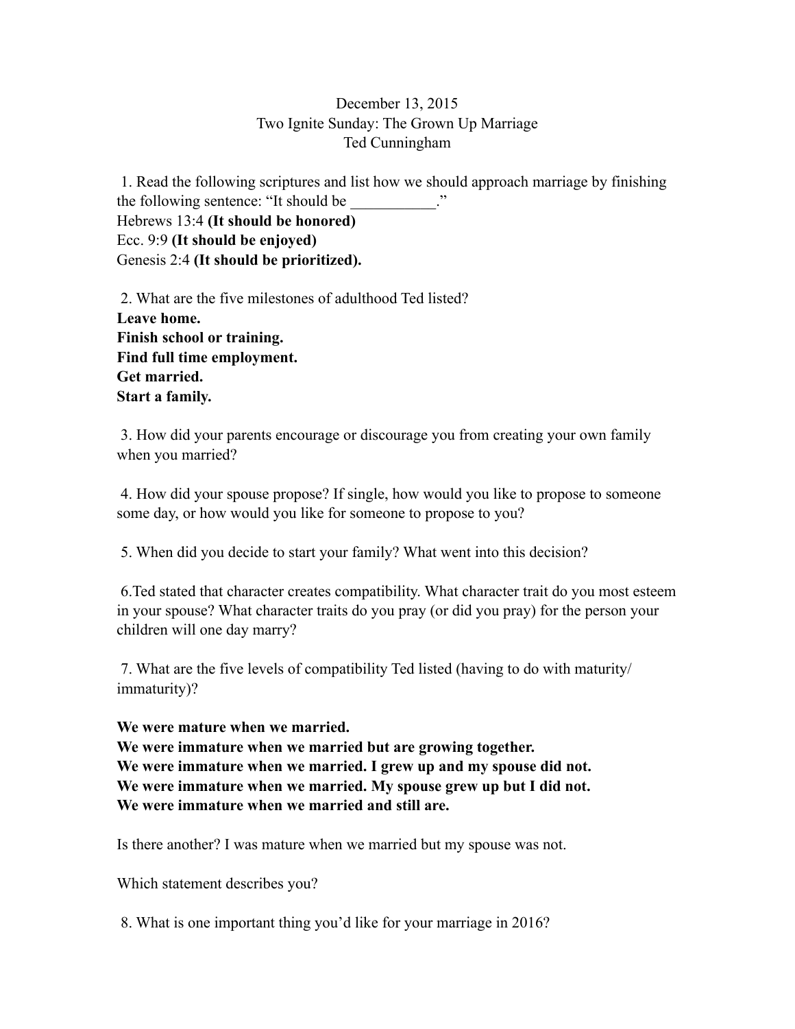December 13, 2015
Two Ignite Sunday: The Grown Up Marriage
Ted Cunningham

1. Read the following scriptures and list how we should approach marriage by finishing the following sentence: "It should be ___________."
Hebrews 13:4 **(It should be honored)**
Ecc. 9:9 **(It should be enjoyed)**
Genesis 2:4 **(It should be prioritized).**

2. What are the five milestones of adulthood Ted listed?
**Leave home.**
**Finish school or training.**
**Find full time employment.**
**Get married.**
**Start a family.**

3. How did your parents encourage or discourage you from creating your own family when you married?

4. How did your spouse propose? If single, how would you like to propose to someone some day, or how would you like for someone to propose to you?

5. When did you decide to start your family? What went into this decision?

6.Ted stated that character creates compatibility. What character trait do you most esteem in your spouse? What character traits do you pray (or did you pray) for the person your children will one day marry?

7. What are the five levels of compatibility Ted listed (having to do with maturity/ immaturity)?

**We were mature when we married.**
**We were immature when we married but are growing together.**
**We were immature when we married. I grew up and my spouse did not.**
**We were immature when we married. My spouse grew up but I did not.**
**We were immature when we married and still are.**

Is there another? I was mature when we married but my spouse was not.

Which statement describes you?

8. What is one important thing you'd like for your marriage in 2016?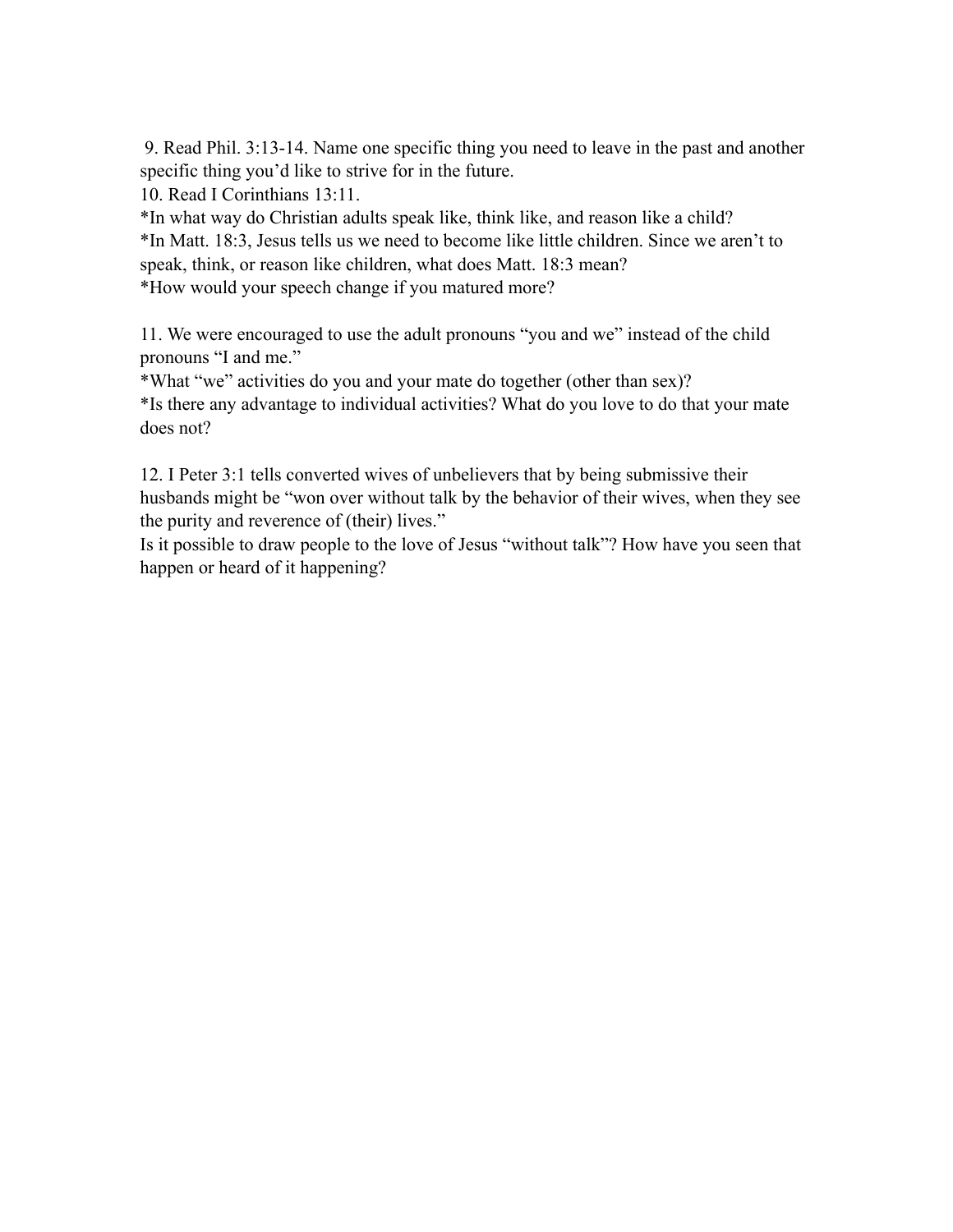9. Read Phil. 3:13-14. Name one specific thing you need to leave in the past and another specific thing you'd like to strive for in the future.

10. Read I Corinthians 13:11.

*In what way do Christian adults speak like, think like, and reason like a child?

*In Matt. 18:3, Jesus tells us we need to become like little children. Since we aren't to speak, think, or reason like children, what does Matt. 18:3 mean?

*How would your speech change if you matured more?

11. We were encouraged to use the adult pronouns "you and we" instead of the child pronouns "I and me."

*What "we" activities do you and your mate do together (other than sex)?

*Is there any advantage to individual activities? What do you love to do that your mate does not?

12. I Peter 3:1 tells converted wives of unbelievers that by being submissive their husbands might be "won over without talk by the behavior of their wives, when they see the purity and reverence of (their) lives."

Is it possible to draw people to the love of Jesus "without talk"? How have you seen that happen or heard of it happening?